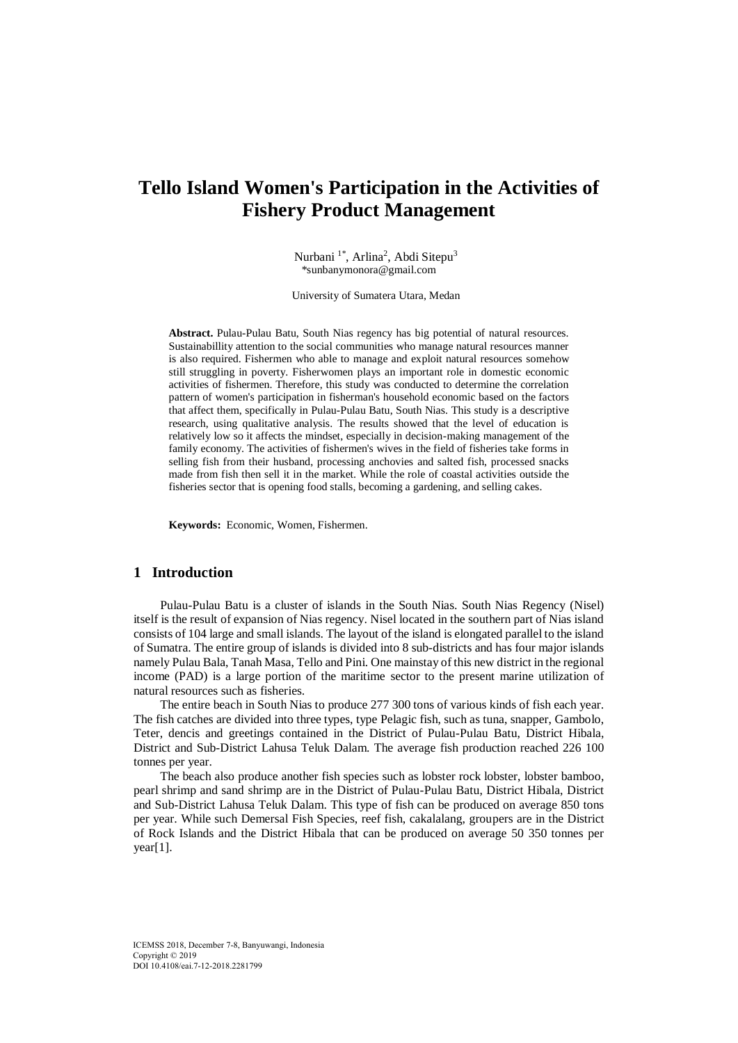# Tello Island Women's Participation in the Activities of Fishery Product Management

Nurbani [1*], Arlina[2], Abdi Sitepu[3]
*sunbanymonora@gmail.com

University of Sumatera Utara, Medan

**Abstract.** Pulau-Pulau Batu, South Nias regency has big potential of natural resources. Sustainabillity attention to the social communities who manage natural resources manner is also required. Fishermen who able to manage and exploit natural resources somehow still struggling in poverty. Fisherwomen plays an important role in domestic economic activities of fishermen. Therefore, this study was conducted to determine the correlation pattern of women's participation in fisherman's household economic based on the factors that affect them, specifically in Pulau-Pulau Batu, South Nias. This study is a descriptive research, using qualitative analysis. The results showed that the level of education is relatively low so it affects the mindset, especially in decision-making management of the family economy. The activities of fishermen's wives in the field of fisheries take forms in selling fish from their husband, processing anchovies and salted fish, processed snacks made from fish then sell it in the market. While the role of coastal activities outside the fisheries sector that is opening food stalls, becoming a gardening, and selling cakes.

**Keywords:** Economic, Women, Fishermen.

## 1 Introduction

Pulau-Pulau Batu is a cluster of islands in the South Nias. South Nias Regency (Nisel) itself is the result of expansion of Nias regency. Nisel located in the southern part of Nias island consists of 104 large and small islands. The layout of the island is elongated parallel to the island of Sumatra. The entire group of islands is divided into 8 sub-districts and has four major islands namely Pulau Bala, Tanah Masa, Tello and Pini. One mainstay of this new district in the regional income (PAD) is a large portion of the maritime sector to the present marine utilization of natural resources such as fisheries.

The entire beach in South Nias to produce 277 300 tons of various kinds of fish each year. The fish catches are divided into three types, type Pelagic fish, such as tuna, snapper, Gambolo, Teter, dencis and greetings contained in the District of Pulau-Pulau Batu, District Hibala, District and Sub-District Lahusa Teluk Dalam. The average fish production reached 226 100 tonnes per year.

The beach also produce another fish species such as lobster rock lobster, lobster bamboo, pearl shrimp and sand shrimp are in the District of Pulau-Pulau Batu, District Hibala, District and Sub-District Lahusa Teluk Dalam. This type of fish can be produced on average 850 tons per year. While such Demersal Fish Species, reef fish, cakalalang, groupers are in the District of Rock Islands and the District Hibala that can be produced on average 50 350 tonnes per year[1].

ICEMSS 2018, December 7-8, Banyuwangi, Indonesia
Copyright © 2019
DOI 10.4108/eai.7-12-2018.2281799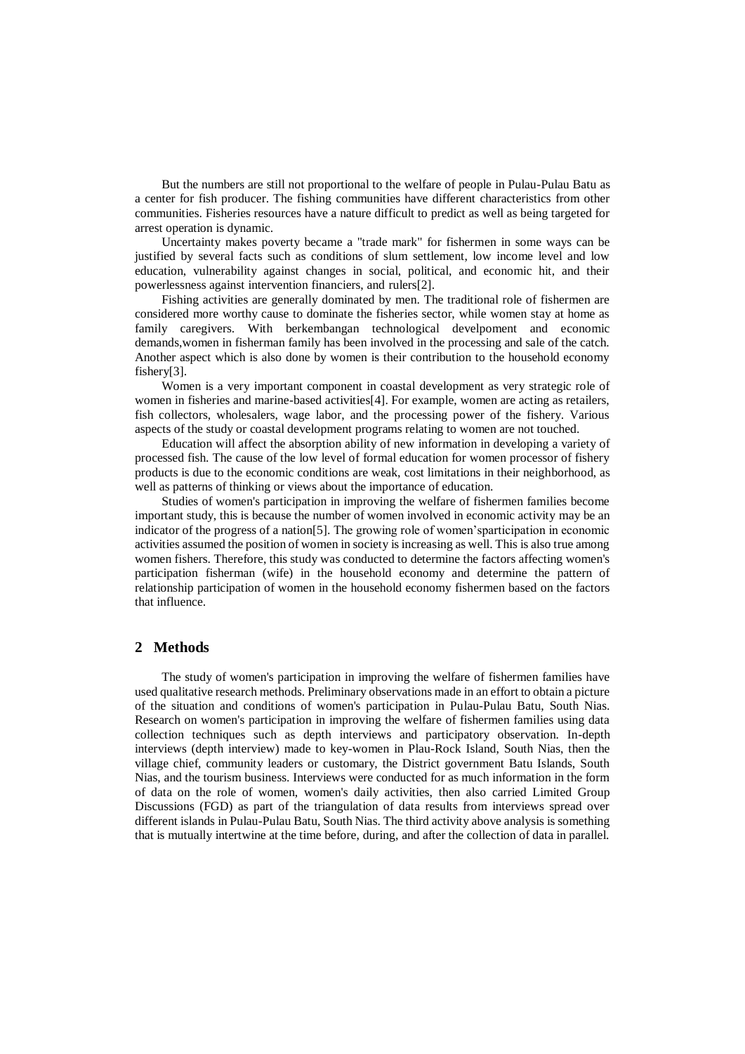But the numbers are still not proportional to the welfare of people in Pulau-Pulau Batu as a center for fish producer. The fishing communities have different characteristics from other communities. Fisheries resources have a nature difficult to predict as well as being targeted for arrest operation is dynamic.

Uncertainty makes poverty became a "trade mark" for fishermen in some ways can be justified by several facts such as conditions of slum settlement, low income level and low education, vulnerability against changes in social, political, and economic hit, and their powerlessness against intervention financiers, and rulers[2].

Fishing activities are generally dominated by men. The traditional role of fishermen are considered more worthy cause to dominate the fisheries sector, while women stay at home as family caregivers. With berkembangan technological develpoment and economic demands,women in fisherman family has been involved in the processing and sale of the catch. Another aspect which is also done by women is their contribution to the household economy fishery[3].

Women is a very important component in coastal development as very strategic role of women in fisheries and marine-based activities[4]. For example, women are acting as retailers, fish collectors, wholesalers, wage labor, and the processing power of the fishery. Various aspects of the study or coastal development programs relating to women are not touched.

Education will affect the absorption ability of new information in developing a variety of processed fish. The cause of the low level of formal education for women processor of fishery products is due to the economic conditions are weak, cost limitations in their neighborhood, as well as patterns of thinking or views about the importance of education.

Studies of women's participation in improving the welfare of fishermen families become important study, this is because the number of women involved in economic activity may be an indicator of the progress of a nation[5]. The growing role of women'sparticipation in economic activities assumed the position of women in society is increasing as well. This is also true among women fishers. Therefore, this study was conducted to determine the factors affecting women's participation fisherman (wife) in the household economy and determine the pattern of relationship participation of women in the household economy fishermen based on the factors that influence.

## 2 Methods

The study of women's participation in improving the welfare of fishermen families have used qualitative research methods. Preliminary observations made in an effort to obtain a picture of the situation and conditions of women's participation in Pulau-Pulau Batu, South Nias. Research on women's participation in improving the welfare of fishermen families using data collection techniques such as depth interviews and participatory observation. In-depth interviews (depth interview) made to key-women in Plau-Rock Island, South Nias, then the village chief, community leaders or customary, the District government Batu Islands, South Nias, and the tourism business. Interviews were conducted for as much information in the form of data on the role of women, women's daily activities, then also carried Limited Group Discussions (FGD) as part of the triangulation of data results from interviews spread over different islands in Pulau-Pulau Batu, South Nias. The third activity above analysis is something that is mutually intertwine at the time before, during, and after the collection of data in parallel.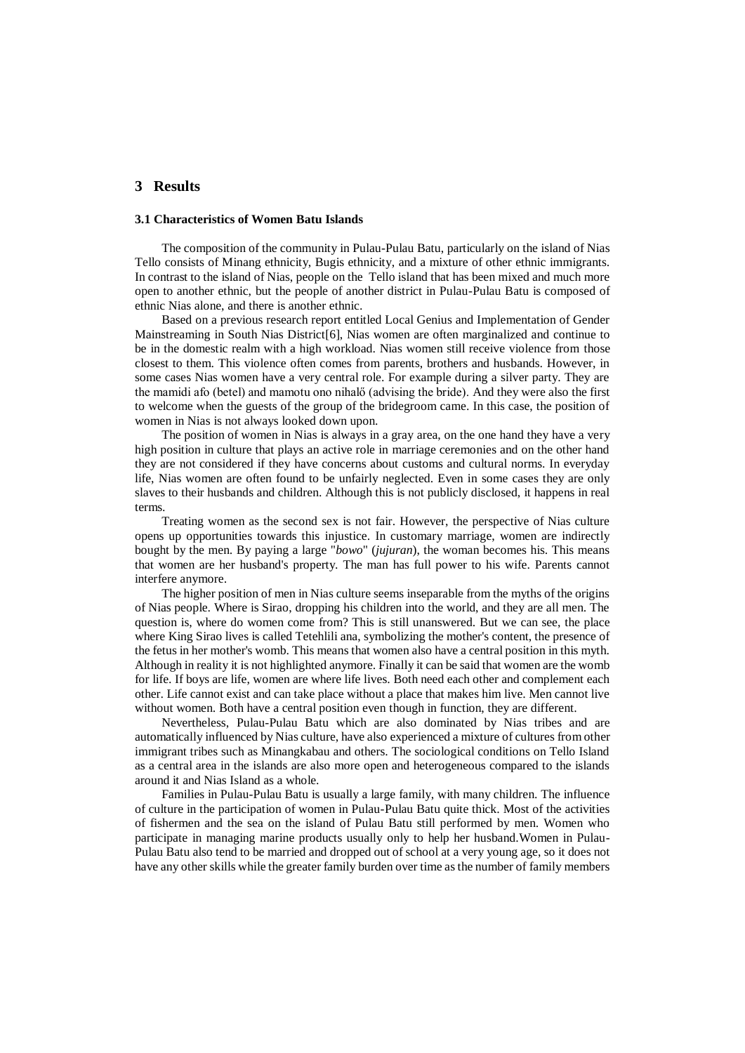# 3 Results

### 3.1 Characteristics of Women Batu Islands

The composition of the community in Pulau-Pulau Batu, particularly on the island of Nias Tello consists of Minang ethnicity, Bugis ethnicity, and a mixture of other ethnic immigrants. In contrast to the island of Nias, people on the Tello island that has been mixed and much more open to another ethnic, but the people of another district in Pulau-Pulau Batu is composed of ethnic Nias alone, and there is another ethnic.

Based on a previous research report entitled Local Genius and Implementation of Gender Mainstreaming in South Nias District[6], Nias women are often marginalized and continue to be in the domestic realm with a high workload. Nias women still receive violence from those closest to them. This violence often comes from parents, brothers and husbands. However, in some cases Nias women have a very central role. For example during a silver party. They are the mamidi afo (betel) and mamotu ono nihalő (advising the bride). And they were also the first to welcome when the guests of the group of the bridegroom came. In this case, the position of women in Nias is not always looked down upon.

The position of women in Nias is always in a gray area, on the one hand they have a very high position in culture that plays an active role in marriage ceremonies and on the other hand they are not considered if they have concerns about customs and cultural norms. In everyday life, Nias women are often found to be unfairly neglected. Even in some cases they are only slaves to their husbands and children. Although this is not publicly disclosed, it happens in real terms.

Treating women as the second sex is not fair. However, the perspective of Nias culture opens up opportunities towards this injustice. In customary marriage, women are indirectly bought by the men. By paying a large "*bowo*" (*jujuran*), the woman becomes his. This means that women are her husband's property. The man has full power to his wife. Parents cannot interfere anymore.

The higher position of men in Nias culture seems inseparable from the myths of the origins of Nias people. Where is Sirao, dropping his children into the world, and they are all men. The question is, where do women come from? This is still unanswered. But we can see, the place where King Sirao lives is called Tetehlili ana, symbolizing the mother's content, the presence of the fetus in her mother's womb. This means that women also have a central position in this myth. Although in reality it is not highlighted anymore. Finally it can be said that women are the womb for life. If boys are life, women are where life lives. Both need each other and complement each other. Life cannot exist and can take place without a place that makes him live. Men cannot live without women. Both have a central position even though in function, they are different.

Nevertheless, Pulau-Pulau Batu which are also dominated by Nias tribes and are automatically influenced by Nias culture, have also experienced a mixture of cultures from other immigrant tribes such as Minangkabau and others. The sociological conditions on Tello Island as a central area in the islands are also more open and heterogeneous compared to the islands around it and Nias Island as a whole.

Families in Pulau-Pulau Batu is usually a large family, with many children. The influence of culture in the participation of women in Pulau-Pulau Batu quite thick. Most of the activities of fishermen and the sea on the island of Pulau Batu still performed by men. Women who participate in managing marine products usually only to help her husband.Women in Pulau-Pulau Batu also tend to be married and dropped out of school at a very young age, so it does not have any other skills while the greater family burden over time as the number of family members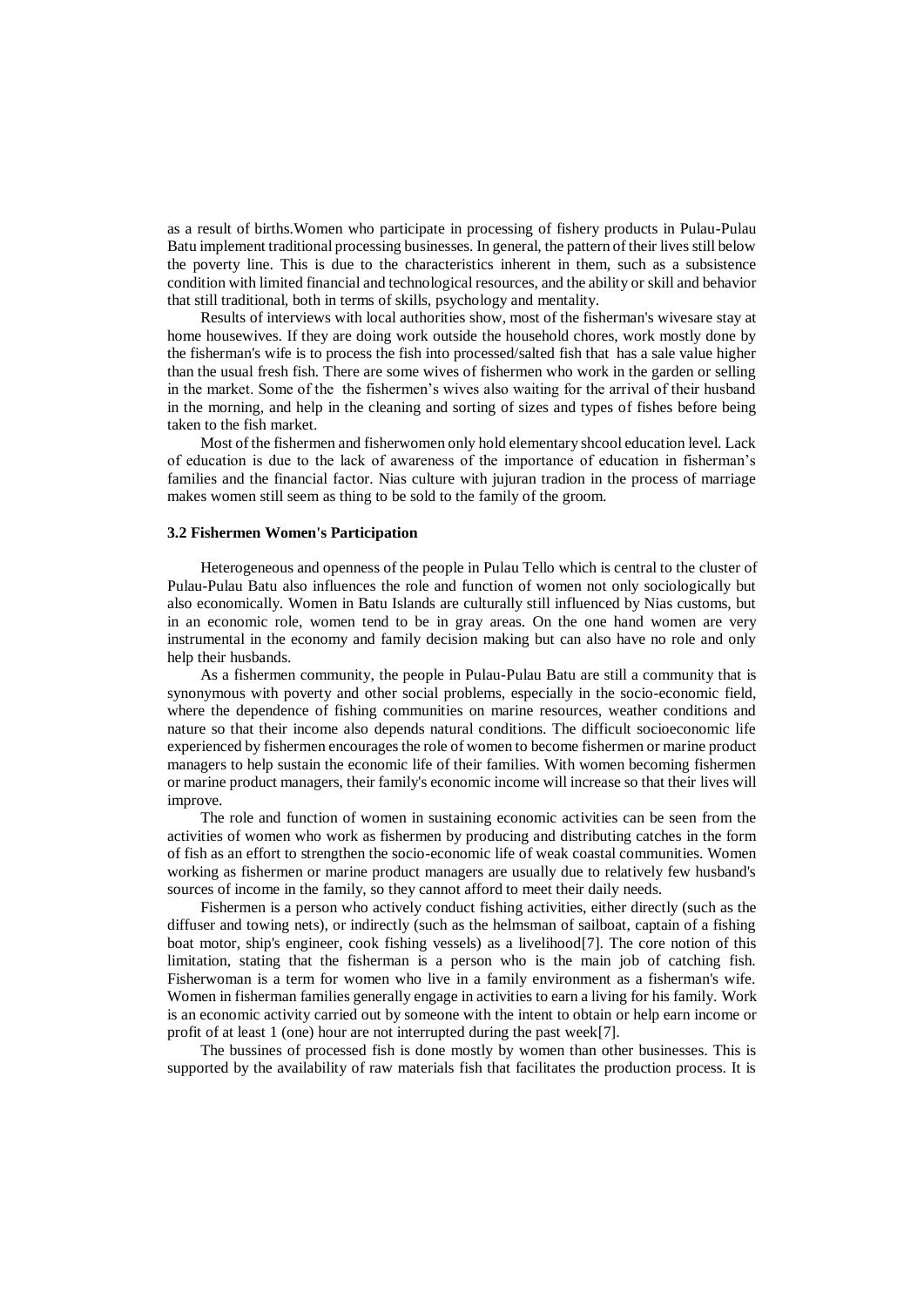as a result of births.Women who participate in processing of fishery products in Pulau-Pulau Batu implement traditional processing businesses. In general, the pattern of their lives still below the poverty line. This is due to the characteristics inherent in them, such as a subsistence condition with limited financial and technological resources, and the ability or skill and behavior that still traditional, both in terms of skills, psychology and mentality.

Results of interviews with local authorities show, most of the fisherman's wivesare stay at home housewives. If they are doing work outside the household chores, work mostly done by the fisherman's wife is to process the fish into processed/salted fish that has a sale value higher than the usual fresh fish. There are some wives of fishermen who work in the garden or selling in the market. Some of the the fishermen's wives also waiting for the arrival of their husband in the morning, and help in the cleaning and sorting of sizes and types of fishes before being taken to the fish market.

Most of the fishermen and fisherwomen only hold elementary shcool education level. Lack of education is due to the lack of awareness of the importance of education in fisherman's families and the financial factor. Nias culture with jujuran tradion in the process of marriage makes women still seem as thing to be sold to the family of the groom.

### 3.2 Fishermen Women's Participation

Heterogeneous and openness of the people in Pulau Tello which is central to the cluster of Pulau-Pulau Batu also influences the role and function of women not only sociologically but also economically. Women in Batu Islands are culturally still influenced by Nias customs, but in an economic role, women tend to be in gray areas. On the one hand women are very instrumental in the economy and family decision making but can also have no role and only help their husbands.

As a fishermen community, the people in Pulau-Pulau Batu are still a community that is synonymous with poverty and other social problems, especially in the socio-economic field, where the dependence of fishing communities on marine resources, weather conditions and nature so that their income also depends natural conditions. The difficult socioeconomic life experienced by fishermen encourages the role of women to become fishermen or marine product managers to help sustain the economic life of their families. With women becoming fishermen or marine product managers, their family's economic income will increase so that their lives will improve.

The role and function of women in sustaining economic activities can be seen from the activities of women who work as fishermen by producing and distributing catches in the form of fish as an effort to strengthen the socio-economic life of weak coastal communities. Women working as fishermen or marine product managers are usually due to relatively few husband's sources of income in the family, so they cannot afford to meet their daily needs.

Fishermen is a person who actively conduct fishing activities, either directly (such as the diffuser and towing nets), or indirectly (such as the helmsman of sailboat, captain of a fishing boat motor, ship's engineer, cook fishing vessels) as a livelihood[7]. The core notion of this limitation, stating that the fisherman is a person who is the main job of catching fish. Fisherwoman is a term for women who live in a family environment as a fisherman's wife. Women in fisherman families generally engage in activities to earn a living for his family. Work is an economic activity carried out by someone with the intent to obtain or help earn income or profit of at least 1 (one) hour are not interrupted during the past week[7].

The bussines of processed fish is done mostly by women than other businesses. This is supported by the availability of raw materials fish that facilitates the production process. It is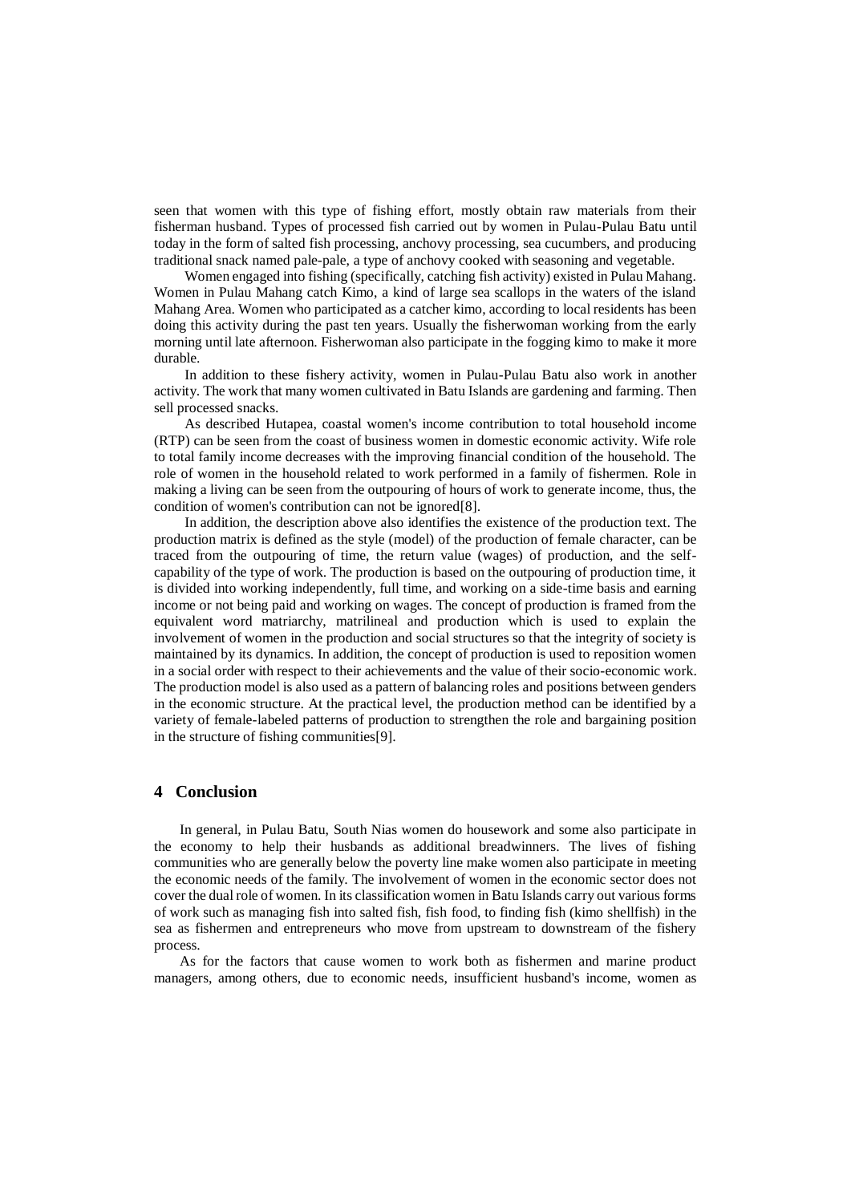seen that women with this type of fishing effort, mostly obtain raw materials from their fisherman husband. Types of processed fish carried out by women in Pulau-Pulau Batu until today in the form of salted fish processing, anchovy processing, sea cucumbers, and producing traditional snack named pale-pale, a type of anchovy cooked with seasoning and vegetable.

Women engaged into fishing (specifically, catching fish activity) existed in Pulau Mahang. Women in Pulau Mahang catch Kimo, a kind of large sea scallops in the waters of the island Mahang Area. Women who participated as a catcher kimo, according to local residents has been doing this activity during the past ten years. Usually the fisherwoman working from the early morning until late afternoon. Fisherwoman also participate in the fogging kimo to make it more durable.

In addition to these fishery activity, women in Pulau-Pulau Batu also work in another activity. The work that many women cultivated in Batu Islands are gardening and farming. Then sell processed snacks.

As described Hutapea, coastal women's income contribution to total household income (RTP) can be seen from the coast of business women in domestic economic activity. Wife role to total family income decreases with the improving financial condition of the household. The role of women in the household related to work performed in a family of fishermen. Role in making a living can be seen from the outpouring of hours of work to generate income, thus, the condition of women's contribution can not be ignored[8].

In addition, the description above also identifies the existence of the production text. The production matrix is defined as the style (model) of the production of female character, can be traced from the outpouring of time, the return value (wages) of production, and the self-capability of the type of work. The production is based on the outpouring of production time, it is divided into working independently, full time, and working on a side-time basis and earning income or not being paid and working on wages. The concept of production is framed from the equivalent word matriarchy, matrilineal and production which is used to explain the involvement of women in the production and social structures so that the integrity of society is maintained by its dynamics. In addition, the concept of production is used to reposition women in a social order with respect to their achievements and the value of their socio-economic work. The production model is also used as a pattern of balancing roles and positions between genders in the economic structure. At the practical level, the production method can be identified by a variety of female-labeled patterns of production to strengthen the role and bargaining position in the structure of fishing communities[9].

## 4 Conclusion

In general, in Pulau Batu, South Nias women do housework and some also participate in the economy to help their husbands as additional breadwinners. The lives of fishing communities who are generally below the poverty line make women also participate in meeting the economic needs of the family. The involvement of women in the economic sector does not cover the dual role of women. In its classification women in Batu Islands carry out various forms of work such as managing fish into salted fish, fish food, to finding fish (kimo shellfish) in the sea as fishermen and entrepreneurs who move from upstream to downstream of the fishery process.

As for the factors that cause women to work both as fishermen and marine product managers, among others, due to economic needs, insufficient husband's income, women as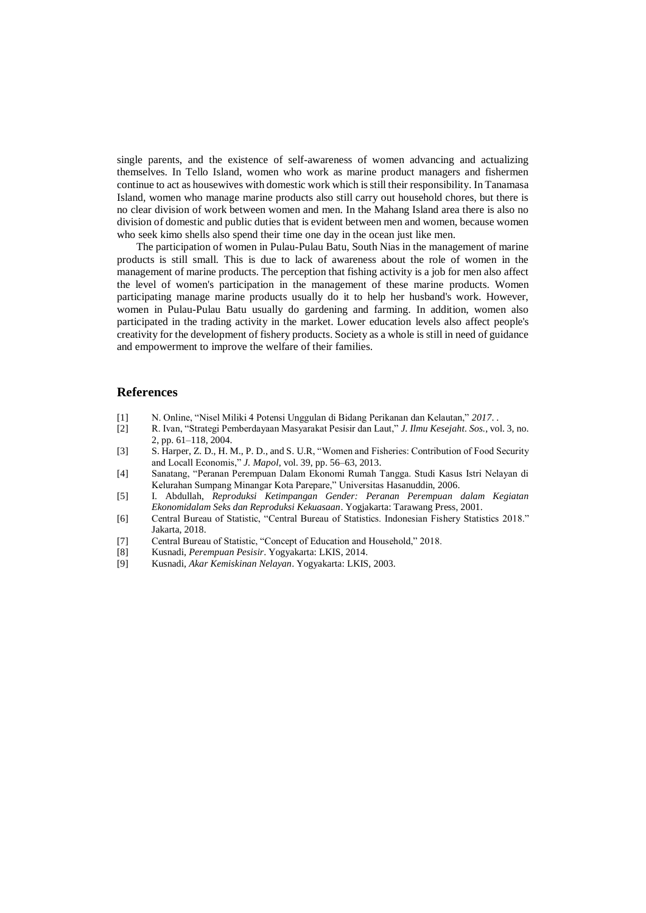single parents, and the existence of self-awareness of women advancing and actualizing themselves. In Tello Island, women who work as marine product managers and fishermen continue to act as housewives with domestic work which is still their responsibility. In Tanamasa Island, women who manage marine products also still carry out household chores, but there is no clear division of work between women and men. In the Mahang Island area there is also no division of domestic and public duties that is evident between men and women, because women who seek kimo shells also spend their time one day in the ocean just like men.

The participation of women in Pulau-Pulau Batu, South Nias in the management of marine products is still small. This is due to lack of awareness about the role of women in the management of marine products. The perception that fishing activity is a job for men also affect the level of women's participation in the management of these marine products. Women participating manage marine products usually do it to help her husband's work. However, women in Pulau-Pulau Batu usually do gardening and farming. In addition, women also participated in the trading activity in the market. Lower education levels also affect people's creativity for the development of fishery products. Society as a whole is still in need of guidance and empowerment to improve the welfare of their families.

## References

[1] N. Online, "Nisel Miliki 4 Potensi Unggulan di Bidang Perikanan dan Kelautan," *2017*. .

[2] R. Ivan, "Strategi Pemberdayaan Masyarakat Pesisir dan Laut," *J. Ilmu Kesejaht. Sos.*, vol. 3, no. 2, pp. 61–118, 2004.

[3] S. Harper, Z. D., H. M., P. D., and S. U.R, "Women and Fisheries: Contribution of Food Security and Locall Economis," *J. Mapol*, vol. 39, pp. 56–63, 2013.

[4] Sanatang, "Peranan Perempuan Dalam Ekonomi Rumah Tangga. Studi Kasus Istri Nelayan di Kelurahan Sumpang Minangar Kota Parepare," Universitas Hasanuddin, 2006.

[5] I. Abdullah, *Reproduksi Ketimpangan Gender: Peranan Perempuan dalam Kegiatan Ekonomidalam Seks dan Reproduksi Kekuasaan*. Yogjakarta: Tarawang Press, 2001.

[6] Central Bureau of Statistic, "Central Bureau of Statistics. Indonesian Fishery Statistics 2018." Jakarta, 2018.

[7] Central Bureau of Statistic, "Concept of Education and Household," 2018.

[8] Kusnadi, *Perempuan Pesisir*. Yogyakarta: LKIS, 2014.

[9] Kusnadi, *Akar Kemiskinan Nelayan*. Yogyakarta: LKIS, 2003.